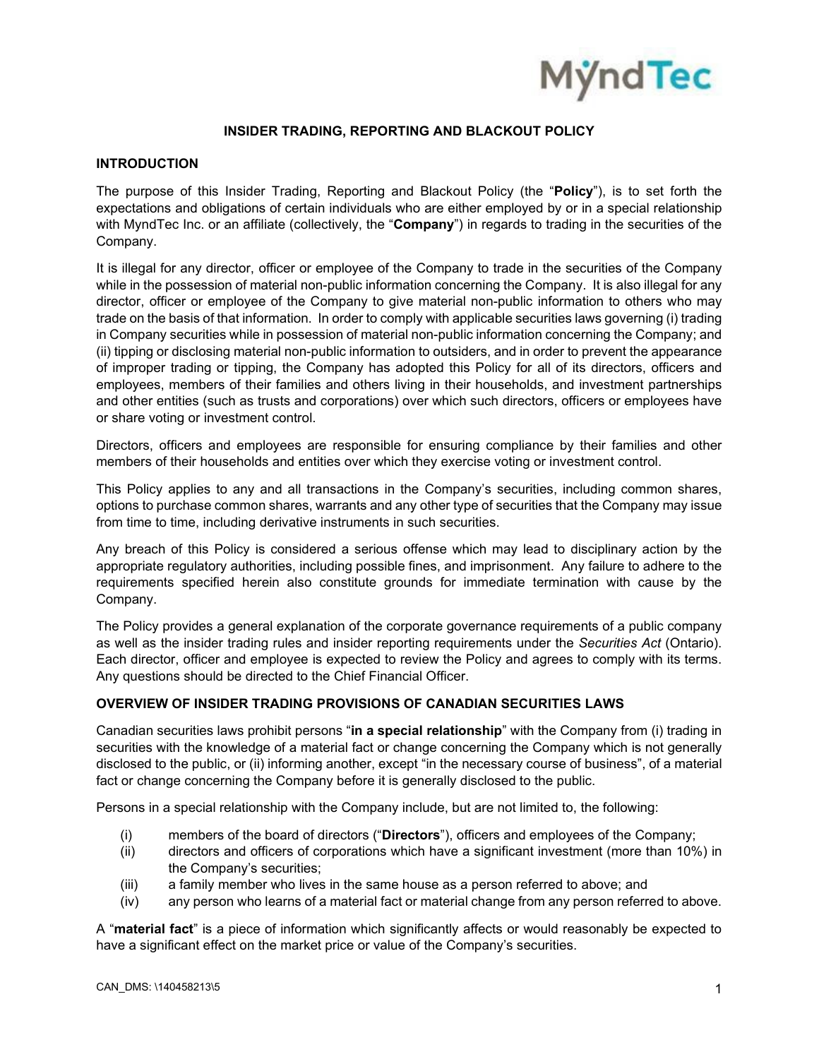# INSIDER TRADING, REPORTING AND BLACKOUT POLICY

## INTRODUCTION

The purpose of this Insider Trading, Reporting and Blackout Policy (the "**Policy**"), is to set forth the expectations and obligations of certain individuals who are either employed by or in a special relationship with MyndTec Inc. or an affiliate (collectively, the "**Company**") in regards to trading in the securities of the Company.

It is illegal for any director, officer or employee of the Company to trade in the securities of the Company while in the possession of material non-public information concerning the Company. It is also illegal for any director, officer or employee of the Company to give material non-public information to others who may trade on the basis of that information. In order to comply with applicable securities laws governing (i) trading in Company securities while in possession of material non-public information concerning the Company; and (ii) tipping or disclosing material non-public information to outsiders, and in order to prevent the appearance of improper trading or tipping, the Company has adopted this Policy for all of its directors, officers and employees, members of their families and others living in their households, and investment partnerships and other entities (such as trusts and corporations) over which such directors, officers or employees have or share voting or investment control.

Directors, officers and employees are responsible for ensuring compliance by their families and other members of their households and entities over which they exercise voting or investment control.

This Policy applies to any and all transactions in the Company's securities, including common shares, options to purchase common shares, warrants and any other type of securities that the Company may issue from time to time, including derivative instruments in such securities.

Any breach of this Policy is considered a serious offense which may lead to disciplinary action by the appropriate regulatory authorities, including possible fines, and imprisonment. Any failure to adhere to the requirements specified herein also constitute grounds for immediate termination with cause by the Company.

The Policy provides a general explanation of the corporate governance requirements of a public company as well as the insider trading rules and insider reporting requirements under the *Securities Act* (Ontario). Each director, officer and employee is expected to review the Policy and agrees to comply with its terms. Any questions should be directed to the Chief Financial Officer.

## OVERVIEW OF INSIDER TRADING PROVISIONS OF CANADIAN SECURITIES LAWS

Canadian securities laws prohibit persons "**in a special relationship**" with the Company from (i) trading in securities with the knowledge of a material fact or change concerning the Company which is not generally disclosed to the public, or (ii) informing another, except "in the necessary course of business", of a material fact or change concerning the Company before it is generally disclosed to the public.

Persons in a special relationship with the Company include, but are not limited to, the following:

- (i) members of the board of directors ("**Directors**"), officers and employees of the Company;
- (ii) directors and officers of corporations which have a significant investment (more than 10%) in the Company's securities;
- (iii) a family member who lives in the same house as a person referred to above; and
- (iv) any person who learns of a material fact or material change from any person referred to above.

A "**material fact**" is a piece of information which significantly affects or would reasonably be expected to have a significant effect on the market price or value of the Company's securities.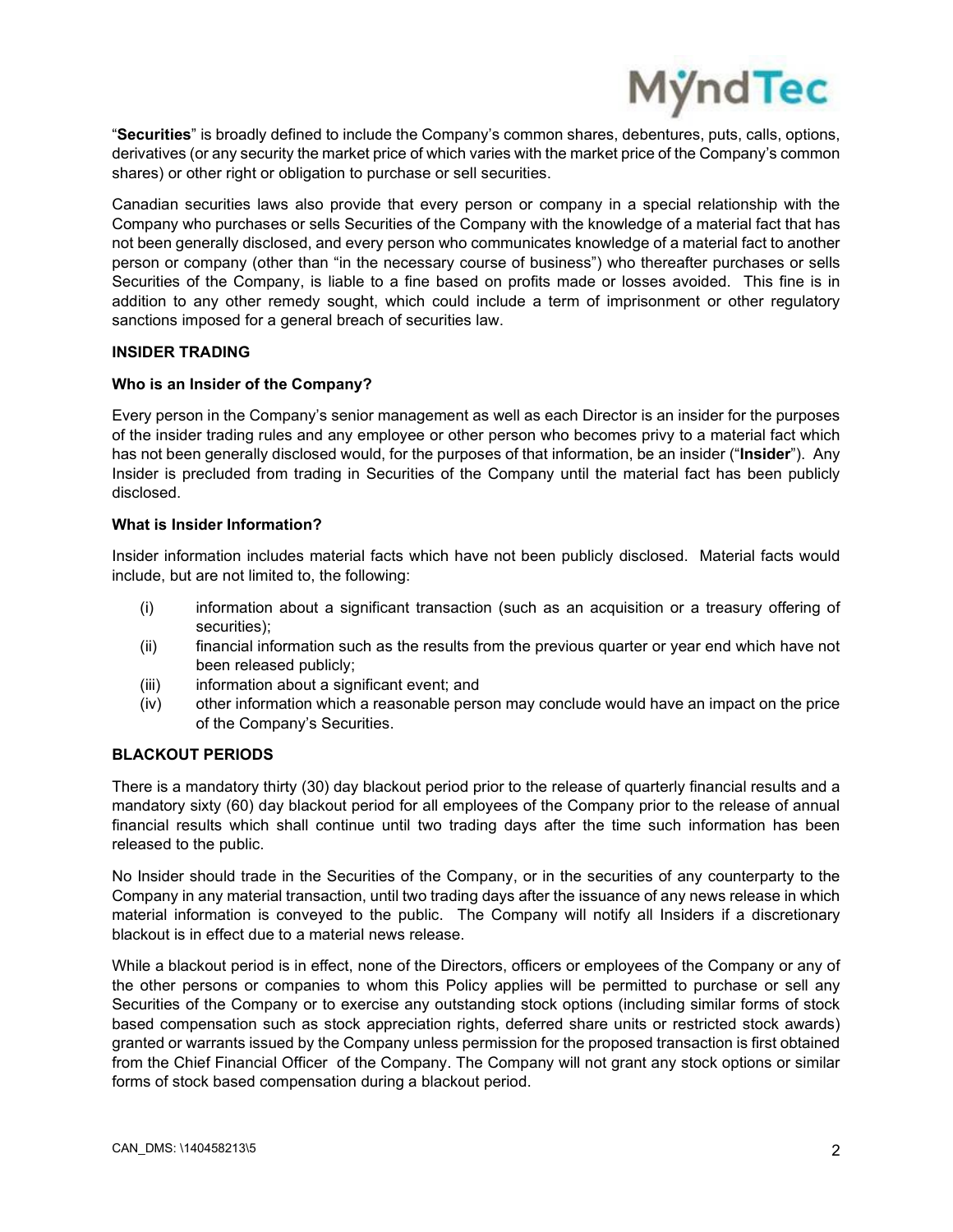"**Securities**" is broadly defined to include the Company's common shares, debentures, puts, calls, options, derivatives (or any security the market price of which varies with the market price of the Company's common shares) or other right or obligation to purchase or sell securities.

Canadian securities laws also provide that every person or company in a special relationship with the Company who purchases or sells Securities of the Company with the knowledge of a material fact that has not been generally disclosed, and every person who communicates knowledge of a material fact to another person or company (other than "in the necessary course of business") who thereafter purchases or sells Securities of the Company, is liable to a fine based on profits made or losses avoided. This fine is in addition to any other remedy sought, which could include a term of imprisonment or other regulatory sanctions imposed for a general breach of securities law.

## INSIDER TRADING

### Who is an Insider of the Company?

Every person in the Company's senior management as well as each Director is an insider for the purposes of the insider trading rules and any employee or other person who becomes privy to a material fact which has not been generally disclosed would, for the purposes of that information, be an insider ("**Insider**"). Any Insider is precluded from trading in Securities of the Company until the material fact has been publicly disclosed.

### What is Insider Information?

Insider information includes material facts which have not been publicly disclosed. Material facts would include, but are not limited to, the following:

(i) information about a significant transaction (such as an acquisition or a treasury offering of securities);
(ii) financial information such as the results from the previous quarter or year end which have not been released publicly;
(iii) information about a significant event; and
(iv) other information which a reasonable person may conclude would have an impact on the price of the Company's Securities.

## BLACKOUT PERIODS

There is a mandatory thirty (30) day blackout period prior to the release of quarterly financial results and a mandatory sixty (60) day blackout period for all employees of the Company prior to the release of annual financial results which shall continue until two trading days after the time such information has been released to the public.

No Insider should trade in the Securities of the Company, or in the securities of any counterparty to the Company in any material transaction, until two trading days after the issuance of any news release in which material information is conveyed to the public. The Company will notify all Insiders if a discretionary blackout is in effect due to a material news release.

While a blackout period is in effect, none of the Directors, officers or employees of the Company or any of the other persons or companies to whom this Policy applies will be permitted to purchase or sell any Securities of the Company or to exercise any outstanding stock options (including similar forms of stock based compensation such as stock appreciation rights, deferred share units or restricted stock awards) granted or warrants issued by the Company unless permission for the proposed transaction is first obtained from the Chief Financial Officer of the Company. The Company will not grant any stock options or similar forms of stock based compensation during a blackout period.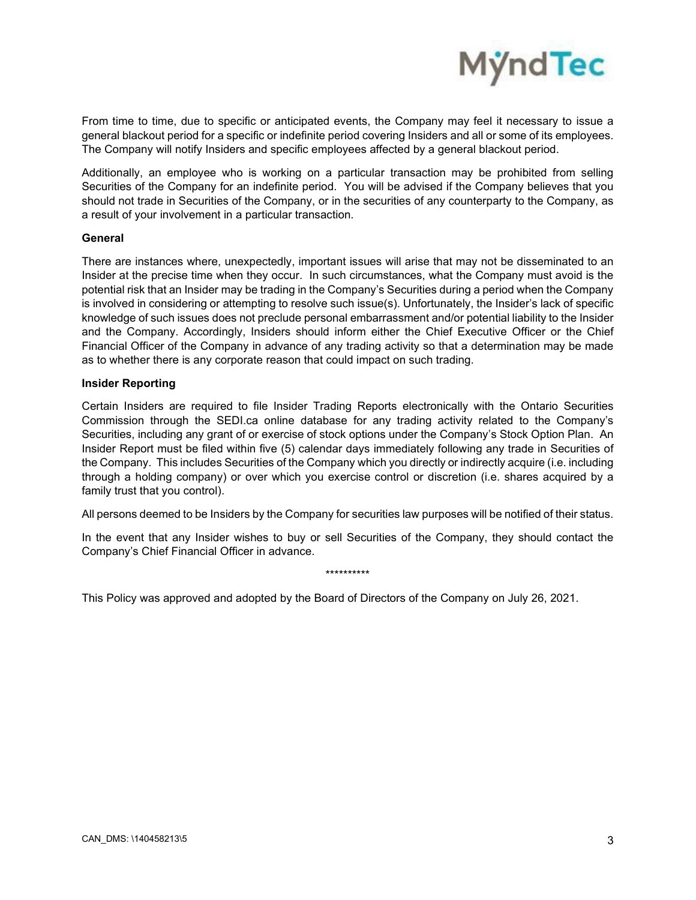From time to time, due to specific or anticipated events, the Company may feel it necessary to issue a general blackout period for a specific or indefinite period covering Insiders and all or some of its employees. The Company will notify Insiders and specific employees affected by a general blackout period.

Additionally, an employee who is working on a particular transaction may be prohibited from selling Securities of the Company for an indefinite period. You will be advised if the Company believes that you should not trade in Securities of the Company, or in the securities of any counterparty to the Company, as a result of your involvement in a particular transaction.

**General**

There are instances where, unexpectedly, important issues will arise that may not be disseminated to an Insider at the precise time when they occur. In such circumstances, what the Company must avoid is the potential risk that an Insider may be trading in the Company's Securities during a period when the Company is involved in considering or attempting to resolve such issue(s). Unfortunately, the Insider's lack of specific knowledge of such issues does not preclude personal embarrassment and/or potential liability to the Insider and the Company. Accordingly, Insiders should inform either the Chief Executive Officer or the Chief Financial Officer of the Company in advance of any trading activity so that a determination may be made as to whether there is any corporate reason that could impact on such trading.

**Insider Reporting**

Certain Insiders are required to file Insider Trading Reports electronically with the Ontario Securities Commission through the SEDI.ca online database for any trading activity related to the Company's Securities, including any grant of or exercise of stock options under the Company's Stock Option Plan. An Insider Report must be filed within five (5) calendar days immediately following any trade in Securities of the Company. This includes Securities of the Company which you directly or indirectly acquire (i.e. including through a holding company) or over which you exercise control or discretion (i.e. shares acquired by a family trust that you control).

All persons deemed to be Insiders by the Company for securities law purposes will be notified of their status.

In the event that any Insider wishes to buy or sell Securities of the Company, they should contact the Company's Chief Financial Officer in advance.

**********

This Policy was approved and adopted by the Board of Directors of the Company on July 26, 2021.